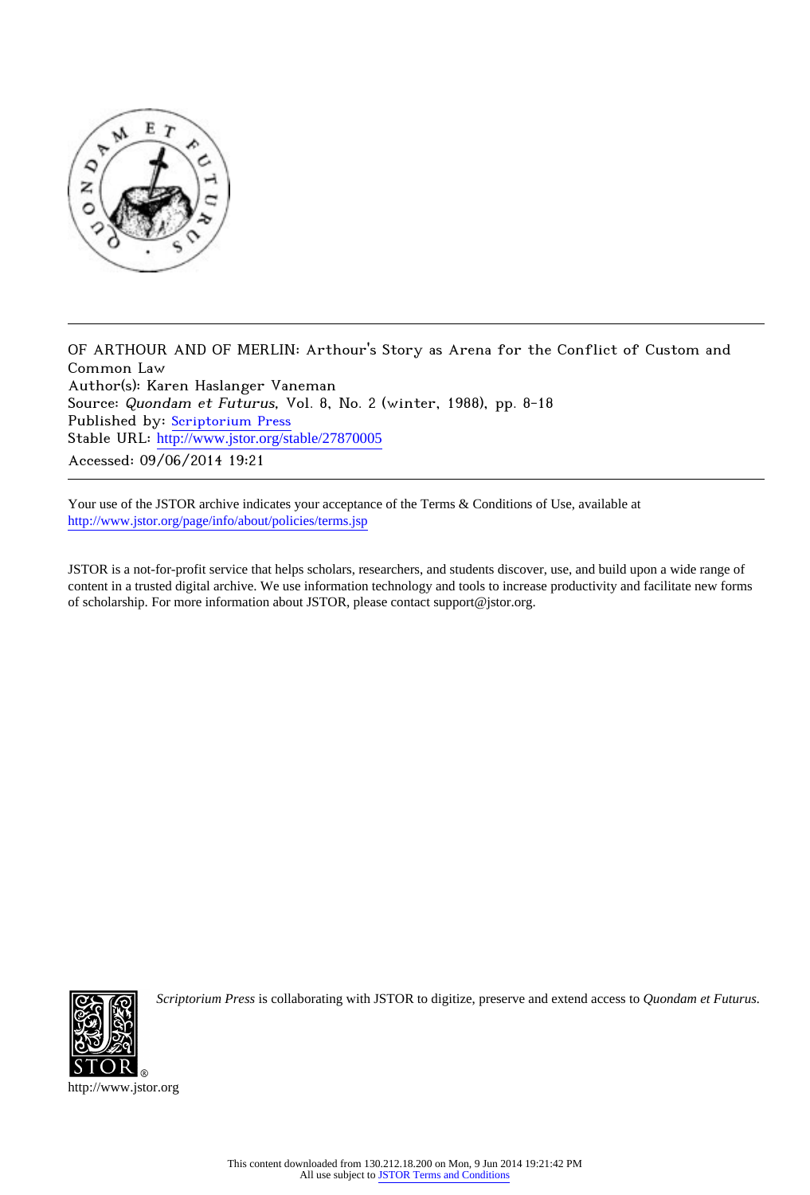OF ARTHOUR AND OF MERLIN: Arthour's Story as Arena for the Conflict of Custom and Common Law

Author(s): Karen Haslanger Vaneman

Source: *Quondam et Futurus*, Vol. 8, No. 2 (winter, 1988), pp. 8-18

Published by: Scriptorium Press

Stable URL: http://www.jstor.org/stable/27870005

Accessed: 09/06/2014 19:21

---

Your use of the JSTOR archive indicates your acceptance of the Terms & Conditions of Use, available at http://www.jstor.org/page/info/about/policies/terms.jsp

JSTOR is a not-for-profit service that helps scholars, researchers, and students discover, use, and build upon a wide range of content in a trusted digital archive. We use information technology and tools to increase productivity and facilitate new forms of scholarship. For more information about JSTOR, please contact support@jstor.org.

*Scriptorium Press* is collaborating with JSTOR to digitize, preserve and extend access to *Quondam et Futurus.*

http://www.jstor.org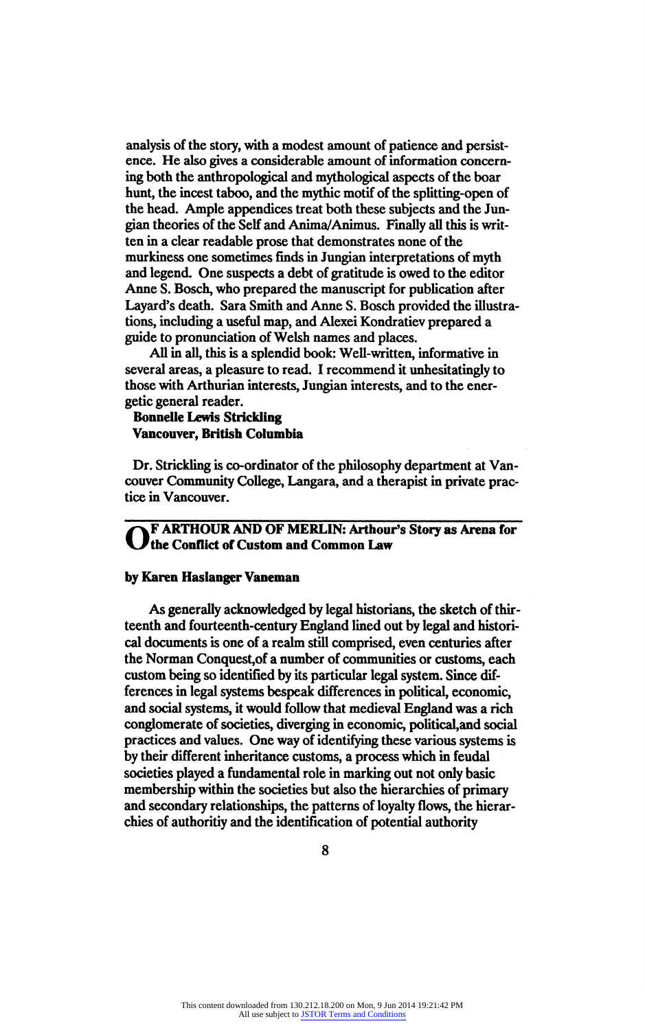analysis of the story, with a modest amount of patience and persistence. He also gives a considerable amount of information concerning both the anthropological and mythological aspects of the boar hunt, the incest taboo, and the mythic motif of the splitting-open of the head. Ample appendices treat both these subjects and the Jungian theories of the Self and Anima/Animus. Finally all this is written in a clear readable prose that demonstrates none of the murkiness one sometimes finds in Jungian interpretations of myth and legend. One suspects a debt of gratitude is owed to the editor Anne S. Bosch, who prepared the manuscript for publication after Layard's death. Sara Smith and Anne S. Bosch provided the illustrations, including a useful map, and Alexei Kondratiev prepared a guide to pronunciation of Welsh names and places.

All in all, this is a splendid book: Well-written, informative in several areas, a pleasure to read. I recommend it unhesitatingly to those with Arthurian interests, Jungian interests, and to the energetic general reader.

**Bonnelle Lewis Strickling**
**Vancouver, British Columbia**

Dr. Strickling is co-ordinator of the philosophy department at Vancouver Community College, Langara, and a therapist in private practice in Vancouver.

## OF ARTHOUR AND OF MERLIN: Arthour's Story as Arena for the Conflict of Custom and Common Law

**by Karen Haslanger Vaneman**

As generally acknowledged by legal historians, the sketch of thirteenth and fourteenth-century England lined out by legal and historical documents is one of a realm still comprised, even centuries after the Norman Conquest,of a number of communities or customs, each custom being so identified by its particular legal system. Since differences in legal systems bespeak differences in political, economic, and social systems, it would follow that medieval England was a rich conglomerate of societies, diverging in economic, political,and social practices and values. One way of identifying these various systems is by their different inheritance customs, a process which in feudal societies played a fundamental role in marking out not only basic membership within the societies but also the hierarchies of primary and secondary relationships, the patterns of loyalty flows, the hierarchies of authoritiy and the identification of potential authority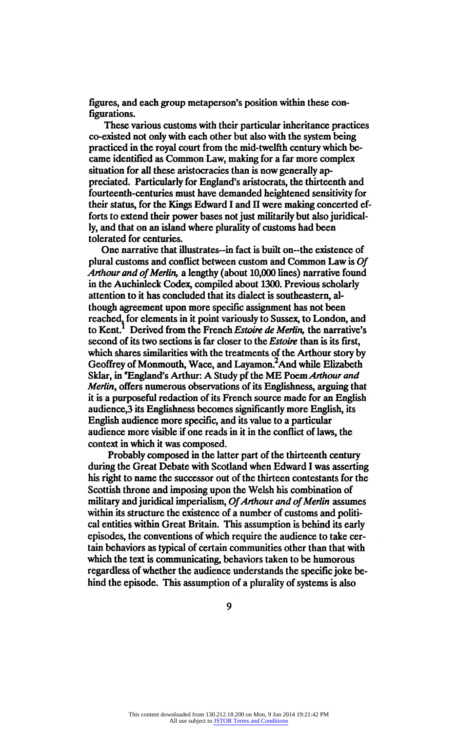figures, and each group metaperson's position within these configurations.

These various customs with their particular inheritance practices co-existed not only with each other but also with the system being practiced in the royal court from the mid-twelfth century which became identified as Common Law, making for a far more complex situation for all these aristocracies than is now generally appreciated. Particularly for England's aristocrats, the thirteenth and fourteenth-centuries must have demanded heightened sensitivity for their status, for the Kings Edward I and II were making concerted efforts to extend their power bases not just militarily but also juridically, and that on an island where plurality of customs had been tolerated for centuries.

One narrative that illustrates--in fact is built on--the existence of plural customs and conflict between custom and Common Law is *Of Arthour and of Merlin,* a lengthy (about 10,000 lines) narrative found in the Auchinleck Codex, compiled about 1300. Previous scholarly attention to it has concluded that its dialect is southeastern, although agreement upon more specific assignment has not been reached, for elements in it point variously to Sussex, to London, and to Kent.[1] Derived from the French *Estoire de Merlin,* the narrative's second of its two sections is far closer to the *Estoire* than is its first, which shares similarities with the treatments of the Arthour story by Geoffrey of Monmouth, Wace, and Layamon.[2] And while Elizabeth Sklar, in "England's Arthur: A Study pf the ME Poem *Arthour and Merlin*, offers numerous observations of its Englishness, arguing that it is a purposeful redaction of its French source made for an English audience,3 its Englishness becomes significantly more English, its English audience more specific, and its value to a particular audience more visible if one reads in it in the conflict of laws, the context in which it was composed.

Probably composed in the latter part of the thirteenth century during the Great Debate with Scotland when Edward I was asserting his right to name the successor out of the thirteen contestants for the Scottish throne and imposing upon the Welsh his combination of military and juridical imperialism, *Of Arthour and of Merlin* assumes within its structure the existence of a number of customs and political entities within Great Britain. This assumption is behind its early episodes, the conventions of which require the audience to take certain behaviors as typical of certain communities other than that with which the text is communicating, behaviors taken to be humorous regardless of whether the audience understands the specific joke behind the episode. This assumption of a plurality of systems is also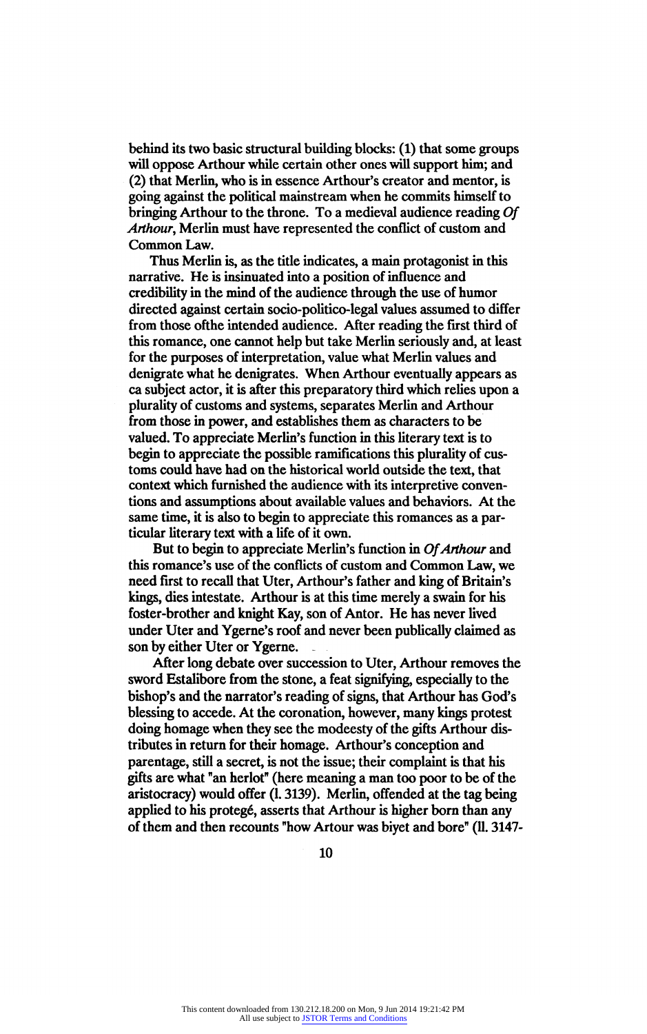behind its two basic structural building blocks: (1) that some groups will oppose Arthour while certain other ones will support him; and (2) that Merlin, who is in essence Arthour's creator and mentor, is going against the political mainstream when he commits himself to bringing Arthour to the throne. To a medieval audience reading *Of Arthour*, Merlin must have represented the conflict of custom and Common Law.

Thus Merlin is, as the title indicates, a main protagonist in this narrative. He is insinuated into a position of influence and credibility in the mind of the audience through the use of humor directed against certain socio-politico-legal values assumed to differ from those ofthe intended audience. After reading the first third of this romance, one cannot help but take Merlin seriously and, at least for the purposes of interpretation, value what Merlin values and denigrate what he denigrates. When Arthour eventually appears as ca subject actor, it is after this preparatory third which relies upon a plurality of customs and systems, separates Merlin and Arthour from those in power, and establishes them as characters to be valued. To appreciate Merlin's function in this literary text is to begin to appreciate the possible ramifications this plurality of customs could have had on the historical world outside the text, that context which furnished the audience with its interpretive conventions and assumptions about available values and behaviors. At the same time, it is also to begin to appreciate this romances as a particular literary text with a life of it own.

But to begin to appreciate Merlin's function in *Of Arthour* and this romance's use of the conflicts of custom and Common Law, we need first to recall that Uter, Arthour's father and king of Britain's kings, dies intestate. Arthour is at this time merely a swain for his foster-brother and knight Kay, son of Antor. He has never lived under Uter and Ygerne's roof and never been publically claimed as son by either Uter or Ygerne.

After long debate over succession to Uter, Arthour removes the sword Estalibore from the stone, a feat signifying, especially to the bishop's and the narrator's reading of signs, that Arthour has God's blessing to accede. At the coronation, however, many kings protest doing homage when they see the modeesty of the gifts Arthour distributes in return for their homage. Arthour's conception and parentage, still a secret, is not the issue; their complaint is that his gifts are what "an herlot" (here meaning a man too poor to be of the aristocracy) would offer (l. 3139). Merlin, offended at the tag being applied to his protegé, asserts that Arthour is higher born than any of them and then recounts "how Artour was biyet and bore" (ll. 3147-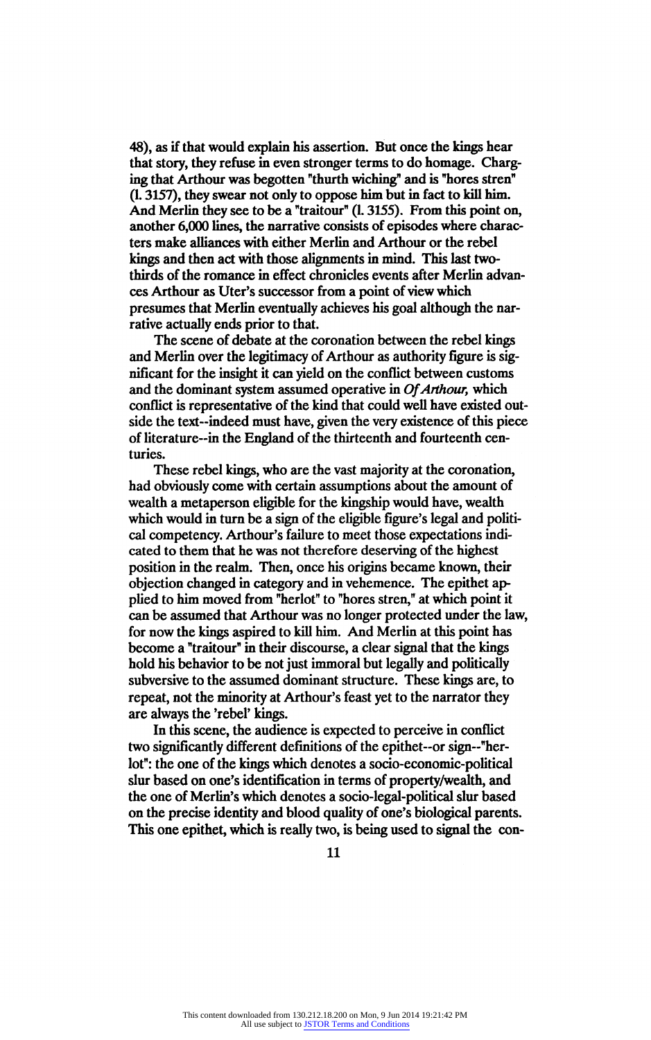48), as if that would explain his assertion. But once the kings hear that story, they refuse in even stronger terms to do homage. Charging that Arthour was begotten "thurth wiching" and is "hores stren" (l. 3157), they swear not only to oppose him but in fact to kill him. And Merlin they see to be a "traitour" (l. 3155). From this point on, another 6,000 lines, the narrative consists of episodes where characters make alliances with either Merlin and Arthour or the rebel kings and then act with those alignments in mind. This last two-thirds of the romance in effect chronicles events after Merlin advances Arthour as Uter's successor from a point of view which presumes that Merlin eventually achieves his goal although the narrative actually ends prior to that.

The scene of debate at the coronation between the rebel kings and Merlin over the legitimacy of Arthour as authority figure is significant for the insight it can yield on the conflict between customs and the dominant system assumed operative in *Of Arthour,* which conflict is representative of the kind that could well have existed outside the text--indeed must have, given the very existence of this piece of literature--in the England of the thirteenth and fourteenth centuries.

These rebel kings, who are the vast majority at the coronation, had obviously come with certain assumptions about the amount of wealth a metaperson eligible for the kingship would have, wealth which would in turn be a sign of the eligible figure's legal and political competency. Arthour's failure to meet those expectations indicated to them that he was not therefore deserving of the highest position in the realm. Then, once his origins became known, their objection changed in category and in vehemence. The epithet applied to him moved from "herlot" to "hores stren," at which point it can be assumed that Arthour was no longer protected under the law, for now the kings aspired to kill him. And Merlin at this point has become a "traitour" in their discourse, a clear signal that the kings hold his behavior to be not just immoral but legally and politically subversive to the assumed dominant structure. These kings are, to repeat, not the minority at Arthour's feast yet to the narrator they are always the 'rebel' kings.

In this scene, the audience is expected to perceive in conflict two significantly different definitions of the epithet--or sign--"herlot": the one of the kings which denotes a socio-economic-political slur based on one's identification in terms of property/wealth, and the one of Merlin's which denotes a socio-legal-political slur based on the precise identity and blood quality of one's biological parents. This one epithet, which is really two, is being used to signal the con-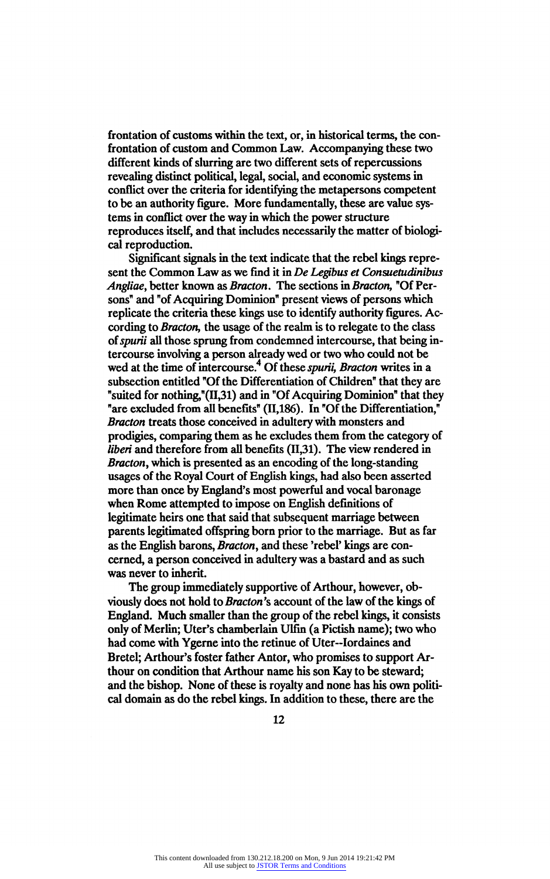frontation of customs within the text, or, in historical terms, the confrontation of custom and Common Law. Accompanying these two different kinds of slurring are two different sets of repercussions revealing distinct political, legal, social, and economic systems in conflict over the criteria for identifying the metapersons competent to be an authority figure. More fundamentally, these are value systems in conflict over the way in which the power structure reproduces itself, and that includes necessarily the matter of biological reproduction.

Significant signals in the text indicate that the rebel kings represent the Common Law as we find it in *De Legibus et Consuetudinibus Angliae*, better known as *Bracton*. The sections in *Bracton*, "Of Persons" and "of Acquiring Dominion" present views of persons which replicate the criteria these kings use to identify authority figures. According to *Bracton*, the usage of the realm is to relegate to the class of *spurii* all those sprung from condemned intercourse, that being intercourse involving a person already wed or two who could not be wed at the time of intercourse.[4] Of these *spurii*, *Bracton* writes in a subsection entitled "Of the Differentiation of Children" that they are "suited for nothing,"(II,31) and in "Of Acquiring Dominion" that they "are excluded from all benefits" (II,186). In "Of the Differentiation," *Bracton* treats those conceived in adultery with monsters and prodigies, comparing them as he excludes them from the category of *liberi* and therefore from all benefits (II,31). The view rendered in *Bracton*, which is presented as an encoding of the long-standing usages of the Royal Court of English kings, had also been asserted more than once by England's most powerful and vocal baronage when Rome attempted to impose on English definitions of legitimate heirs one that said that subsequent marriage between parents legitimated offspring born prior to the marriage. But as far as the English barons, *Bracton*, and these 'rebel' kings are concerned, a person conceived in adultery was a bastard and as such was never to inherit.

The group immediately supportive of Arthour, however, obviously does not hold to *Bracton*'s account of the law of the kings of England. Much smaller than the group of the rebel kings, it consists only of Merlin; Uter's chamberlain Ulfin (a Pictish name); two who had come with Ygerne into the retinue of Uter--Iordaines and Bretel; Arthour's foster father Antor, who promises to support Arthour on condition that Arthour name his son Kay to be steward; and the bishop. None of these is royalty and none has his own political domain as do the rebel kings. In addition to these, there are the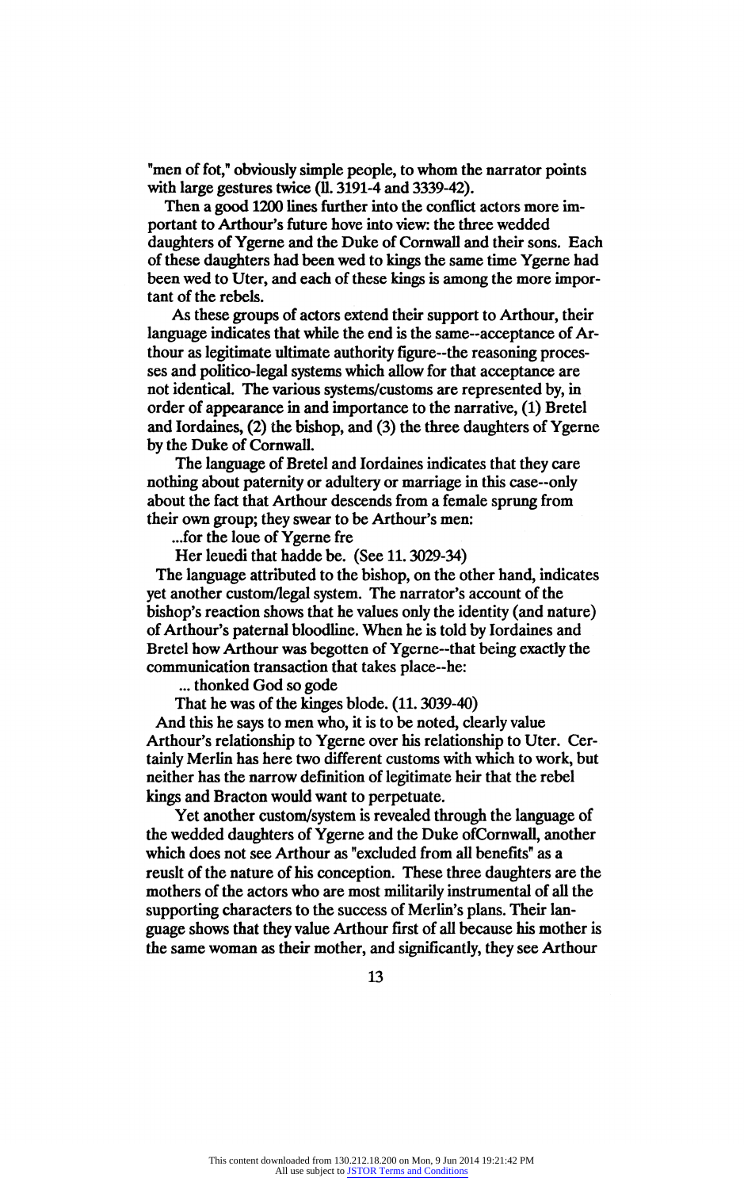"men of fot," obviously simple people, to whom the narrator points with large gestures twice (ll. 3191-4 and 3339-42).

Then a good 1200 lines further into the conflict actors more important to Arthour's future hove into view: the three wedded daughters of Ygerne and the Duke of Cornwall and their sons. Each of these daughters had been wed to kings the same time Ygerne had been wed to Uter, and each of these kings is among the more important of the rebels.

As these groups of actors extend their support to Arthour, their language indicates that while the end is the same--acceptance of Arthour as legitimate ultimate authority figure--the reasoning processes and politico-legal systems which allow for that acceptance are not identical. The various systems/customs are represented by, in order of appearance in and importance to the narrative, (1) Bretel and Iordaines, (2) the bishop, and (3) the three daughters of Ygerne by the Duke of Cornwall.

The language of Bretel and Iordaines indicates that they care nothing about paternity or adultery or marriage in this case--only about the fact that Arthour descends from a female sprung from their own group; they swear to be Arthour's men:

...for the loue of Ygerne fre
Her leuedi that hadde be. (See 11. 3029-34)

The language attributed to the bishop, on the other hand, indicates yet another custom/legal system. The narrator's account of the bishop's reaction shows that he values only the identity (and nature) of Arthour's paternal bloodline. When he is told by Iordaines and Bretel how Arthour was begotten of Ygerne--that being exactly the communication transaction that takes place--he:

... thonked God so gode
That he was of the kinges blode. (11. 3039-40)

And this he says to men who, it is to be noted, clearly value Arthour's relationship to Ygerne over his relationship to Uter. Certainly Merlin has here two different customs with which to work, but neither has the narrow definition of legitimate heir that the rebel kings and Bracton would want to perpetuate.

Yet another custom/system is revealed through the language of the wedded daughters of Ygerne and the Duke ofCornwall, another which does not see Arthour as "excluded from all benefits" as a reuslt of the nature of his conception. These three daughters are the mothers of the actors who are most militarily instrumental of all the supporting characters to the success of Merlin's plans. Their language shows that they value Arthour first of all because his mother is the same woman as their mother, and significantly, they see Arthour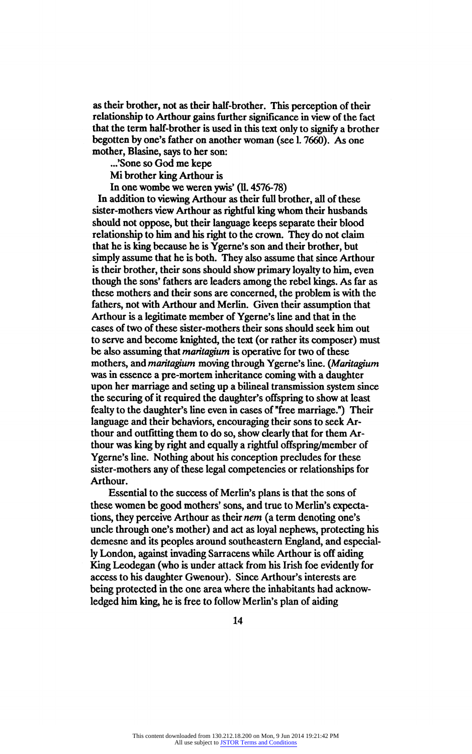as their brother, not as their half-brother. This perception of their relationship to Arthour gains further significance in view of the fact that the term half-brother is used in this text only to signify a brother begotten by one's father on another woman (see l. 7660). As one mother, Blasine, says to her son:

> ...'Sone so God me kepe
> Mi brother king Arthour is
> In one wombe we weren ywis' (ll. 4576-78)

In addition to viewing Arthour as their full brother, all of these sister-mothers view Arthour as rightful king whom their husbands should not oppose, but their language keeps separate their blood relationship to him and his right to the crown. They do not claim that he is king because he is Ygerne's son and their brother, but simply assume that he is both. They also assume that since Arthour is their brother, their sons should show primary loyalty to him, even though the sons' fathers are leaders among the rebel kings. As far as these mothers and their sons are concerned, the problem is with the fathers, not with Arthour and Merlin. Given their assumption that Arthour is a legitimate member of Ygerne's line and that in the cases of two of these sister-mothers their sons should seek him out to serve and become knighted, the text (or rather its composer) must be also assuming that *maritagium* is operative for two of these mothers, and *maritagium* moving through Ygerne's line. (*Maritagium* was in essence a pre-mortem inheritance coming with a daughter upon her marriage and seting up a bilineal transmission system since the securing of it required the daughter's offspring to show at least fealty to the daughter's line even in cases of "free marriage.") Their language and their behaviors, encouraging their sons to seek Arthour and outfitting them to do so, show clearly that for them Arthour was king by right and equally a rightful offspring/member of Ygerne's line. Nothing about his conception precludes for these sister-mothers any of these legal competencies or relationships for Arthour.

Essential to the success of Merlin's plans is that the sons of these women be good mothers' sons, and true to Merlin's expectations, they perceive Arthour as their *nem* (a term denoting one's uncle through one's mother) and act as loyal nephews, protecting his demesne and its peoples around southeastern England, and especially London, against invading Sarracens while Arthour is off aiding King Leodegan (who is under attack from his Irish foe evidently for access to his daughter Gwenour). Since Arthour's interests are being protected in the one area where the inhabitants had acknowledged him king, he is free to follow Merlin's plan of aiding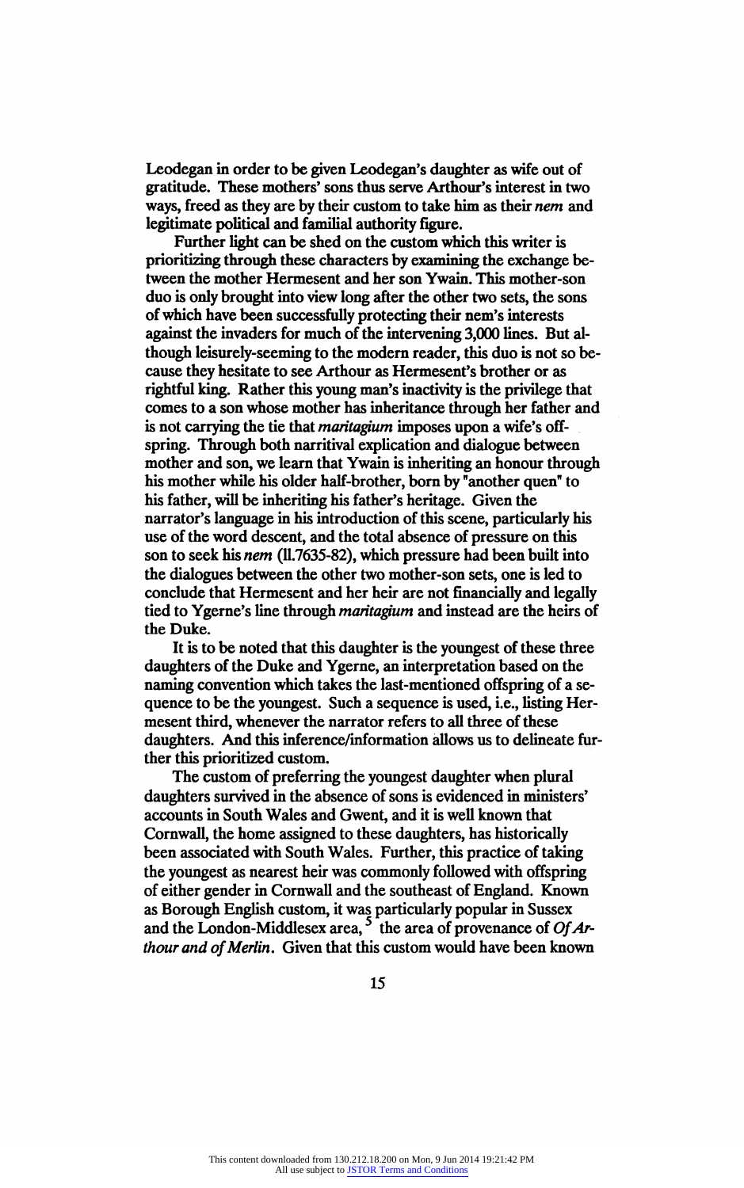Leodegan in order to be given Leodegan's daughter as wife out of gratitude. These mothers' sons thus serve Arthour's interest in two ways, freed as they are by their custom to take him as their *nem* and legitimate political and familial authority figure.

Further light can be shed on the custom which this writer is prioritizing through these characters by examining the exchange between the mother Hermesent and her son Ywain. This mother-son duo is only brought into view long after the other two sets, the sons of which have been successfully protecting their nem's interests against the invaders for much of the intervening 3,000 lines. But although leisurely-seeming to the modern reader, this duo is not so because they hesitate to see Arthour as Hermesent's brother or as rightful king. Rather this young man's inactivity is the privilege that comes to a son whose mother has inheritance through her father and is not carrying the tie that *maritagium* imposes upon a wife's offspring. Through both narritival explication and dialogue between mother and son, we learn that Ywain is inheriting an honour through his mother while his older half-brother, born by "another quen" to his father, will be inheriting his father's heritage. Given the narrator's language in his introduction of this scene, particularly his use of the word descent, and the total absence of pressure on this son to seek his *nem* (ll.7635-82), which pressure had been built into the dialogues between the other two mother-son sets, one is led to conclude that Hermesent and her heir are not financially and legally tied to Ygerne's line through *maritagium* and instead are the heirs of the Duke.

It is to be noted that this daughter is the youngest of these three daughters of the Duke and Ygerne, an interpretation based on the naming convention which takes the last-mentioned offspring of a sequence to be the youngest. Such a sequence is used, i.e., listing Hermesent third, whenever the narrator refers to all three of these daughters. And this inference/information allows us to delineate further this prioritized custom.

The custom of preferring the youngest daughter when plural daughters survived in the absence of sons is evidenced in ministers' accounts in South Wales and Gwent, and it is well known that Cornwall, the home assigned to these daughters, has historically been associated with South Wales. Further, this practice of taking the youngest as nearest heir was commonly followed with offspring of either gender in Cornwall and the southeast of England. Known as Borough English custom, it was particularly popular in Sussex and the London-Middlesex area,[5] the area of provenance of *Of Arthour and of Merlin*. Given that this custom would have been known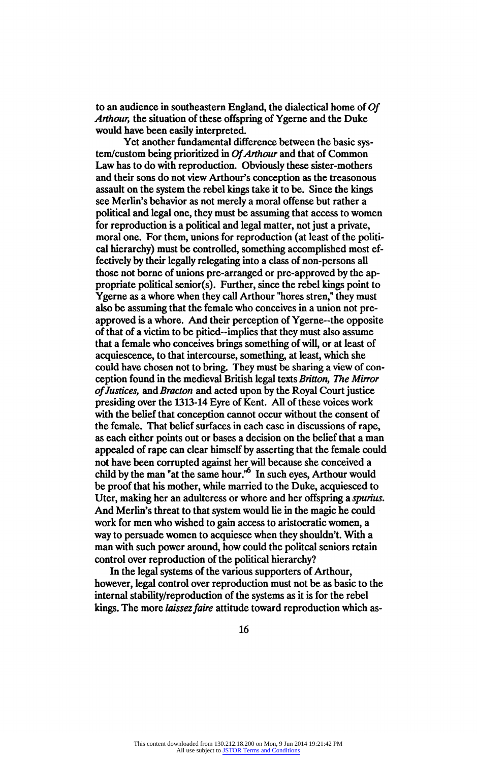to an audience in southeastern England, the dialectical home of *Of Arthour,* the situation of these offspring of Ygerne and the Duke would have been easily interpreted.

Yet another fundamental difference between the basic system/custom being prioritized in *Of Arthour* and that of Common Law has to do with reproduction. Obviously these sister-mothers and their sons do not view Arthour's conception as the treasonous assault on the system the rebel kings take it to be. Since the kings see Merlin's behavior as not merely a moral offense but rather a political and legal one, they must be assuming that access to women for reproduction is a political and legal matter, not just a private, moral one. For them, unions for reproduction (at least of the political hierarchy) must be controlled, something accomplished most effectively by their legally relegating into a class of non-persons all those not borne of unions pre-arranged or pre-approved by the appropriate political senior(s). Further, since the rebel kings point to Ygerne as a whore when they call Arthour "hores stren," they must also be assuming that the female who conceives in a union not pre-approved is a whore. And their perception of Ygerne--the opposite of that of a victim to be pitied--implies that they must also assume that a female who conceives brings something of will, or at least of acquiescence, to that intercourse, something, at least, which she could have chosen not to bring. They must be sharing a view of conception found in the medieval British legal texts *Britton, The Mirror of Justices,* and *Bracton* and acted upon by the Royal Court justice presiding over the 1313-14 Eyre of Kent. All of these voices work with the belief that conception cannot occur without the consent of the female. That belief surfaces in each case in discussions of rape, as each either points out or bases a decision on the belief that a man appealed of rape can clear himself by asserting that the female could not have been corrupted against her will because she conceived a child by the man "at the same hour."[6] In such eyes, Arthour would be proof that his mother, while married to the Duke, acquiesced to Uter, making her an adulteress or whore and her offspring a *spurius.* And Merlin's threat to that system would lie in the magic he could work for men who wished to gain access to aristocratic women, a way to persuade women to acquiesce when they shouldn't. With a man with such power around, how could the politcal seniors retain control over reproduction of the political hierarchy?

In the legal systems of the various supporters of Arthour, however, legal control over reproduction must not be as basic to the internal stability/reproduction of the systems as it is for the rebel kings. The more *laissez faire* attitude toward reproduction which as-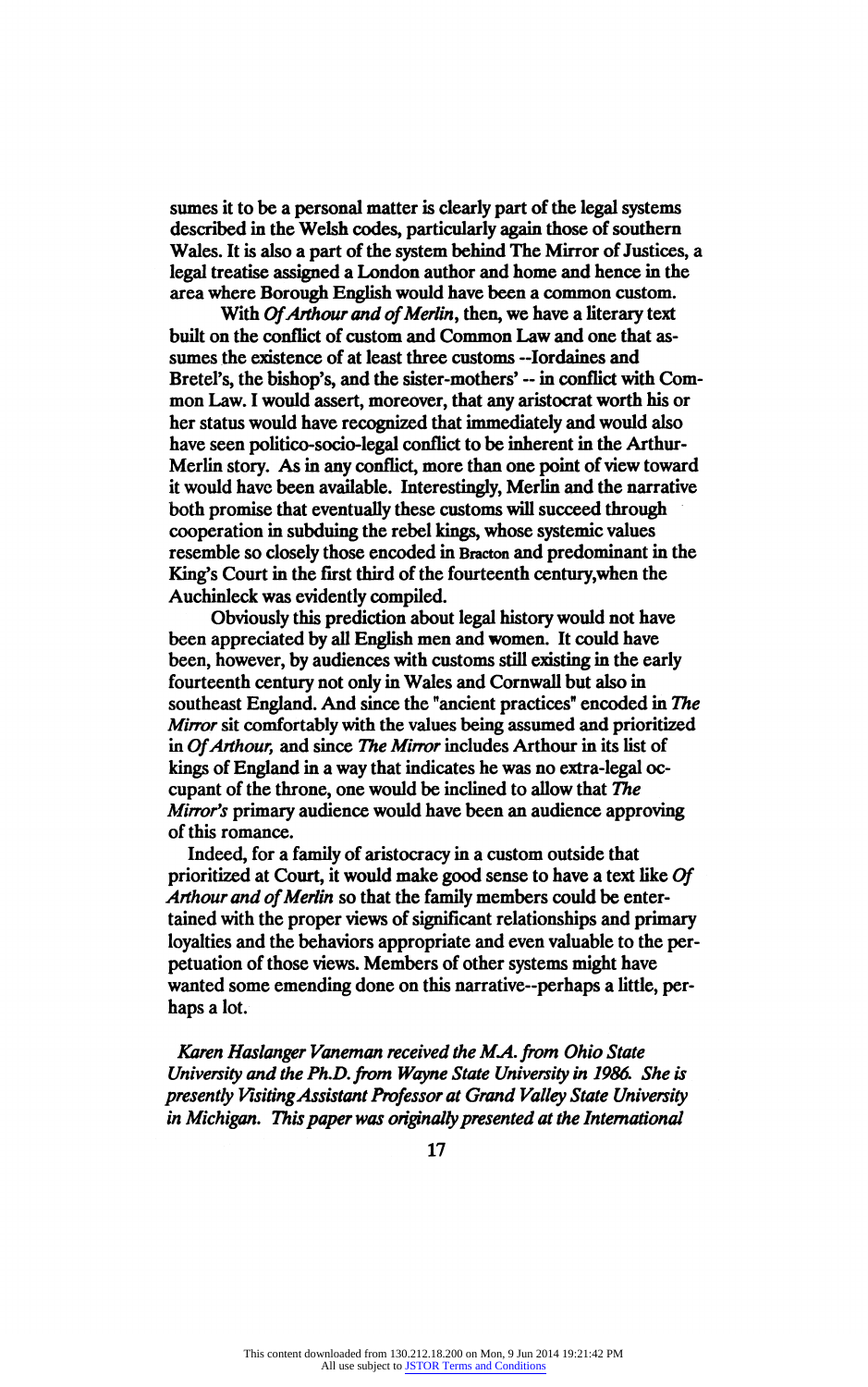sumes it to be a personal matter is clearly part of the legal systems described in the Welsh codes, particularly again those of southern Wales. It is also a part of the system behind The Mirror of Justices, a legal treatise assigned a London author and home and hence in the area where Borough English would have been a common custom.

With *Of Arthour and of Merlin*, then, we have a literary text built on the conflict of custom and Common Law and one that assumes the existence of at least three customs --Iordaines and Bretel's, the bishop's, and the sister-mothers' -- in conflict with Common Law. I would assert, moreover, that any aristocrat worth his or her status would have recognized that immediately and would also have seen politico-socio-legal conflict to be inherent in the Arthur-Merlin story. As in any conflict, more than one point of view toward it would have been available. Interestingly, Merlin and the narrative both promise that eventually these customs will succeed through cooperation in subduing the rebel kings, whose systemic values resemble so closely those encoded in Bracton and predominant in the King's Court in the first third of the fourteenth century, when the Auchinleck was evidently compiled.

Obviously this prediction about legal history would not have been appreciated by all English men and women. It could have been, however, by audiences with customs still existing in the early fourteenth century not only in Wales and Cornwall but also in southeast England. And since the "ancient practices" encoded in *The Mirror* sit comfortably with the values being assumed and prioritized in *Of Arthour*, and since *The Mirror* includes Arthour in its list of kings of England in a way that indicates he was no extra-legal occupant of the throne, one would be inclined to allow that *The Mirror's* primary audience would have been an audience approving of this romance.

Indeed, for a family of aristocracy in a custom outside that prioritized at Court, it would make good sense to have a text like *Of Arthour and of Merlin* so that the family members could be entertained with the proper views of significant relationships and primary loyalties and the behaviors appropriate and even valuable to the perpetuation of those views. Members of other systems might have wanted some emending done on this narrative--perhaps a little, perhaps a lot.

*Karen Haslanger Vaneman received the M.A. from Ohio State University and the Ph.D. from Wayne State University in 1986. She is presently Visiting Assistant Professor at Grand Valley State University in Michigan. This paper was originally presented at the International*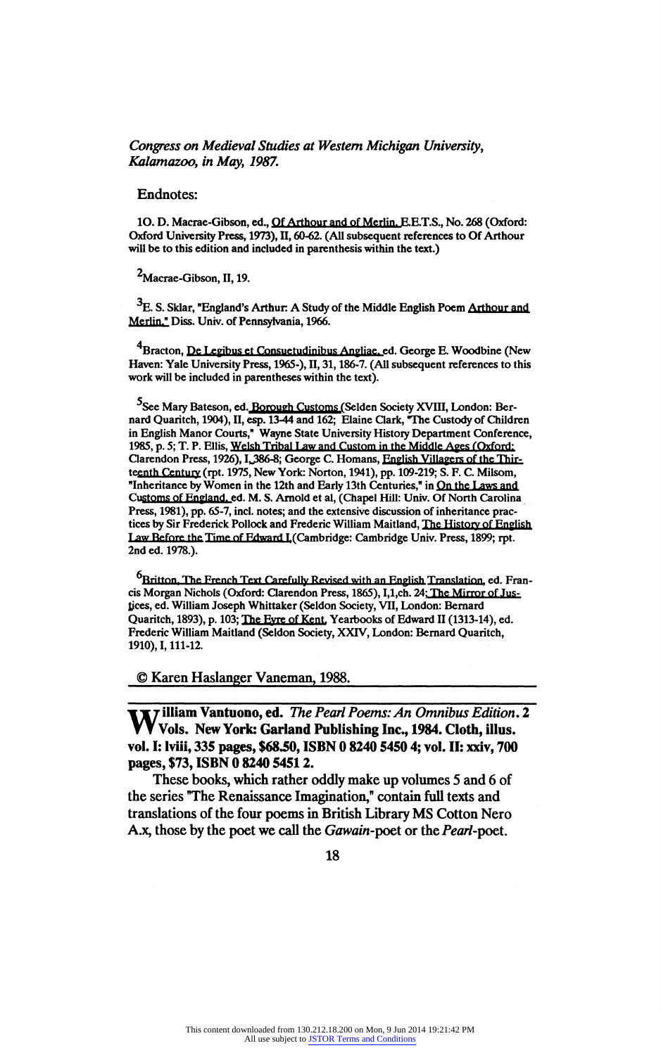*Congress on Medieval Studies at Western Michigan University, Kalamazoo, in May, 1987.*

## Endnotes:

1O. D. Macrae-Gibson, ed., Of Arthour and of Merlin, E.E.T.S., No. 268 (Oxford: Oxford University Press, 1973), II, 60-62. (All subsequent references to Of Arthour will be to this edition and included in parenthesis within the text.)

[2]Macrae-Gibson, II, 19.

[3]E. S. Sklar, "England's Arthur: A Study of the Middle English Poem Arthour and Merlin." Diss. Univ. of Pennsylvania, 1966.

[4]Bracton, De Legibus et Consuetudinibus Angliae, ed. George E. Woodbine (New Haven: Yale University Press, 1965-), II, 31, 186-7. (All subsequent references to this work will be included in parentheses within the text).

[5]See Mary Bateson, ed. Borough Customs (Selden Society XVIII, London: Bernard Quaritch, 1904), II, esp. 13-44 and 162; Elaine Clark, "The Custody of Children in English Manor Courts," Wayne State University History Department Conference, 1985, p. 5; T. P. Ellis, Welsh Tribal Law and Custom in the Middle Ages (Oxford: Clarendon Press, 1926), I, 386-8; George C. Homans, English Villagers of the Thirteenth Century (rpt. 1975, New York: Norton, 1941), pp. 109-219; S. F. C. Milsom, "Inheritance by Women in the 12th and Early 13th Centuries," in On the Laws and Customs of England, ed. M. S. Arnold et al, (Chapel Hill: Univ. Of North Carolina Press, 1981), pp. 65-7, incl. notes; and the extensive discussion of inheritance practices by Sir Frederick Pollock and Frederic William Maitland, The History of English Law Before the Time of Edward I, (Cambridge: Cambridge Univ. Press, 1899; rpt. 2nd ed. 1978.).

[6]Britton, The French Text Carefully Revised with an English Translation, ed. Francis Morgan Nichols (Oxford: Clarendon Press, 1865), I,1,ch. 24; The Mirror of Justices, ed. William Joseph Whittaker (Seldon Society, VII, London: Bernard Quaritch, 1893), p. 103; The Eyre of Kent, Yearbooks of Edward II (1313-14), ed. Frederic William Maitland (Seldon Society, XXIV, London: Bernard Quaritch, 1910), I, 111-12.

© Karen Haslanger Vaneman, 1988.

---

**William Vantuono, ed.** ***The Pearl Poems: An Omnibus Edition*. 2 Vols. New York: Garland Publishing Inc., 1984. Cloth, illus. vol. I: lviii, 335 pages, $68.50, ISBN 0 8240 5450 4; vol. II: xxiv, 700 pages, $73, ISBN 0 8240 5451 2.**

These books, which rather oddly make up volumes 5 and 6 of the series "The Renaissance Imagination," contain full texts and translations of the four poems in British Library MS Cotton Nero A.x, those by the poet we call the *Gawain*-poet or the *Pearl*-poet.